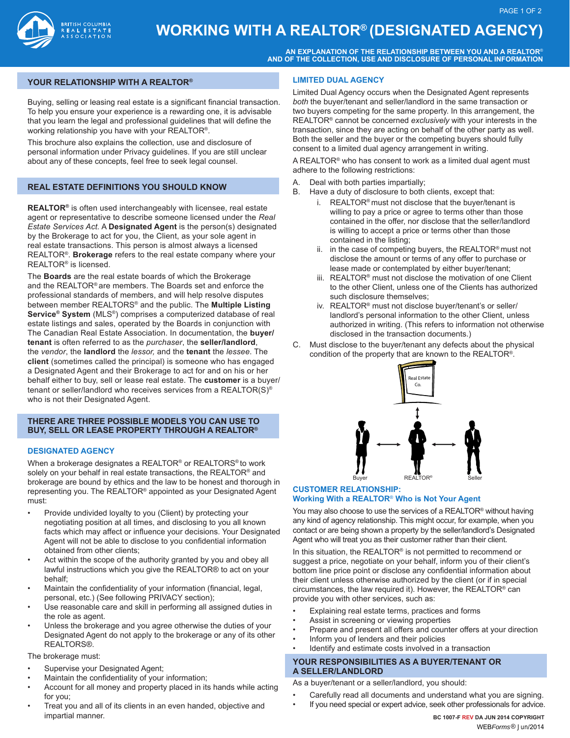# WORKING WITH A REALTOR® (DESIGNATED AGENCY)

**AN EXPLANATION OF THE RELATIONSHIP BETWEEN YOU AND A REALTOR® AND OF THE COLLECTION, USE AND DISCLOSURE OF PERSONAL INFORMATION**

## YOUR RELATIONSHIP WITH A REALTOR®

Buying, selling or leasing real estate is a significant financial transaction. To help you ensure your experience is a rewarding one, it is advisable that you learn the legal and professional guidelines that will define the working relationship you have with your REALTOR®.

This brochure also explains the collection, use and disclosure of personal information under Privacy guidelines. If you are still unclear about any of these concepts, feel free to seek legal counsel.

## REAL ESTATE DEFINITIONS YOU SHOULD KNOW

**REALTOR®** is often used interchangeably with licensee, real estate agent or representative to describe someone licensed under the *Real Estate Services Act*. A **Designated Agent** is the person(s) designated by the Brokerage to act for you, the Client, as your sole agent in real estate transactions. This person is almost always a licensed REALTOR®. **Brokerage** refers to the real estate company where your REALTOR® is licensed.

The **Boards** are the real estate boards of which the Brokerage and the REALTOR® are members. The Boards set and enforce the professional standards of members, and will help resolve disputes between member REALTORS® and the public. The **Multiple Listing Service® System** (MLS®) comprises a computerized database of real estate listings and sales, operated by the Boards in conjunction with The Canadian Real Estate Association. In documentation, the **buyer/tenant** is often referred to as the *purchaser*, the **seller/landlord**, the *vendor*, the **landlord** the *lessor,* and the **tenant** the *lessee*. The **client** (sometimes called the principal) is someone who has engaged a Designated Agent and their Brokerage to act for and on his or her behalf either to buy, sell or lease real estate. The **customer** is a buyer/tenant or seller/landlord who receives services from a REALTOR(S)® who is not their Designated Agent.

## THERE ARE THREE POSSIBLE MODELS YOU CAN USE TO BUY, SELL OR LEASE PROPERTY THROUGH A REALTOR®

### DESIGNATED AGENCY

When a brokerage designates a REALTOR® or REALTORS® to work solely on your behalf in real estate transactions, the REALTOR® and brokerage are bound by ethics and the law to be honest and thorough in representing you. The REALTOR® appointed as your Designated Agent must:

- Provide undivided loyalty to you (Client) by protecting your negotiating position at all times, and disclosing to you all known facts which may affect or influence your decisions. Your Designated Agent will not be able to disclose to you confidential information obtained from other clients;
- Act within the scope of the authority granted by you and obey all lawful instructions which you give the REALTOR® to act on your behalf;
- Maintain the confidentiality of your information (financial, legal, personal, etc.) (See following PRIVACY section);
- Use reasonable care and skill in performing all assigned duties in the role as agent.
- Unless the brokerage and you agree otherwise the duties of your Designated Agent do not apply to the brokerage or any of its other REALTORS®.

The brokerage must:

- Supervise your Designated Agent;
- Maintain the confidentiality of your information;
- Account for all money and property placed in its hands while acting for you;
- Treat you and all of its clients in an even handed, objective and impartial manner.

### LIMITED DUAL AGENCY

Limited Dual Agency occurs when the Designated Agent represents *both* the buyer/tenant and seller/landlord in the same transaction or two buyers competing for the same property. In this arrangement, the REALTOR® cannot be concerned *exclusively* with your interests in the transaction, since they are acting on behalf of the other party as well. Both the seller and the buyer or the competing buyers should fully consent to a limited dual agency arrangement in writing.

A REALTOR® who has consent to work as a limited dual agent must adhere to the following restrictions:

A. Deal with both parties impartially;

B. Have a duty of disclosure to both clients, except that:

   i. REALTOR® must not disclose that the buyer/tenant is willing to pay a price or agree to terms other than those contained in the offer, nor disclose that the seller/landlord is willing to accept a price or terms other than those contained in the listing;

   ii. in the case of competing buyers, the REALTOR® must not disclose the amount or terms of any offer to purchase or lease made or contemplated by either buyer/tenant;

   iii. REALTOR® must not disclose the motivation of one Client to the other Client, unless one of the Clients has authorized such disclosure themselves;

   iv. REALTOR® must not disclose buyer/tenant's or seller/landlord's personal information to the other Client, unless authorized in writing. (This refers to information not otherwise disclosed in the transaction documents.)

C. Must disclose to the buyer/tenant any defects about the physical condition of the property that are known to the REALTOR®.

### CUSTOMER RELATIONSHIP: Working With a REALTOR® Who is Not Your Agent

You may also choose to use the services of a REALTOR® without having any kind of agency relationship. This might occur, for example, when you contact or are being shown a property by the seller/landlord's Designated Agent who will treat you as their customer rather than their client.

In this situation, the REALTOR® is not permitted to recommend or suggest a price, negotiate on your behalf, inform you of their client's bottom line price point or disclose any confidential information about their client unless otherwise authorized by the client (or if in special circumstances, the law required it). However, the REALTOR® can provide you with other services, such as:

- Explaining real estate terms, practices and forms
- Assist in screening or viewing properties
- Prepare and present all offers and counter offers at your direction
- Inform you of lenders and their policies
- Identify and estimate costs involved in a transaction

## YOUR RESPONSIBILITIES AS A BUYER/TENANT OR A SELLER/LANDLORD

As a buyer/tenant or a seller/landlord, you should:

- Carefully read all documents and understand what you are signing.
- If you need special or expert advice, seek other professionals for advice.

BC 1007-F REV DA JUN 2014 COPYRIGHT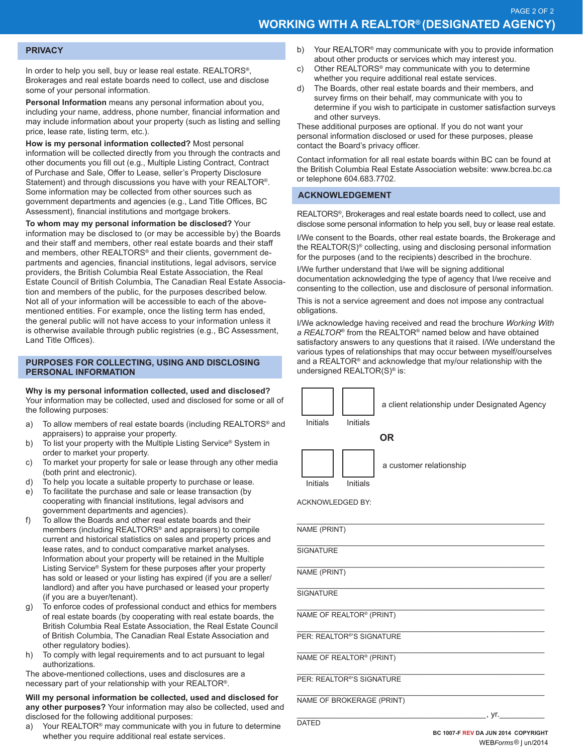## PRIVACY

In order to help you sell, buy or lease real estate. REALTORS®, Brokerages and real estate boards need to collect, use and disclose some of your personal information.

**Personal Information** means any personal information about you, including your name, address, phone number, financial information and may include information about your property (such as listing and selling price, lease rate, listing term, etc.).

**How is my personal information collected?** Most personal information will be collected directly from you through the contracts and other documents you fill out (e.g., Multiple Listing Contract, Contract of Purchase and Sale, Offer to Lease, seller's Property Disclosure Statement) and through discussions you have with your REALTOR®. Some information may be collected from other sources such as government departments and agencies (e.g., Land Title Offices, BC Assessment), financial institutions and mortgage brokers.

**To whom may my personal information be disclosed?** Your information may be disclosed to (or may be accessible by) the Boards and their staff and members, other real estate boards and their staff and members, other REALTORS® and their clients, government departments and agencies, financial institutions, legal advisors, service providers, the British Columbia Real Estate Association, the Real Estate Council of British Columbia, The Canadian Real Estate Association and members of the public, for the purposes described below. Not all of your information will be accessible to each of the above-mentioned entities. For example, once the listing term has ended, the general public will not have access to your information unless it is otherwise available through public registries (e.g., BC Assessment, Land Title Offices).

## PURPOSES FOR COLLECTING, USING AND DISCLOSING PERSONAL INFORMATION

**Why is my personal information collected, used and disclosed?** Your information may be collected, used and disclosed for some or all of the following purposes:

a) To allow members of real estate boards (including REALTORS® and appraisers) to appraise your property.
b) To list your property with the Multiple Listing Service® System in order to market your property.
c) To market your property for sale or lease through any other media (both print and electronic).
d) To help you locate a suitable property to purchase or lease.
e) To facilitate the purchase and sale or lease transaction (by cooperating with financial institutions, legal advisors and government departments and agencies).
f) To allow the Boards and other real estate boards and their members (including REALTORS® and appraisers) to compile current and historical statistics on sales and property prices and lease rates, and to conduct comparative market analyses. Information about your property will be retained in the Multiple Listing Service® System for these purposes after your property has sold or leased or your listing has expired (if you are a seller/landlord) and after you have purchased or leased your property (if you are a buyer/tenant).
g) To enforce codes of professional conduct and ethics for members of real estate boards (by cooperating with real estate boards, the British Columbia Real Estate Association, the Real Estate Council of British Columbia, The Canadian Real Estate Association and other regulatory bodies).
h) To comply with legal requirements and to act pursuant to legal authorizations.

The above-mentioned collections, uses and disclosures are a necessary part of your relationship with your REALTOR®.

**Will my personal information be collected, used and disclosed for any other purposes?** Your information may also be collected, used and disclosed for the following additional purposes:

a) Your REALTOR® may communicate with you in future to determine whether you require additional real estate services.
b) Your REALTOR® may communicate with you to provide information about other products or services which may interest you.
c) Other REALTORS® may communicate with you to determine whether you require additional real estate services.
d) The Boards, other real estate boards and their members, and survey firms on their behalf, may communicate with you to determine if you wish to participate in customer satisfaction surveys and other surveys.

These additional purposes are optional. If you do not want your personal information disclosed or used for these purposes, please contact the Board's privacy officer.

Contact information for all real estate boards within BC can be found at the British Columbia Real Estate Association website: www.bcrea.bc.ca or telephone 604.683.7702.

## ACKNOWLEDGEMENT

REALTORS®, Brokerages and real estate boards need to collect, use and disclose some personal information to help you sell, buy or lease real estate.

I/We consent to the Boards, other real estate boards, the Brokerage and the REALTOR(S)® collecting, using and disclosing personal information for the purposes (and to the recipients) described in the brochure.

I/We further understand that I/we will be signing additional documentation acknowledging the type of agency that I/we receive and consenting to the collection, use and disclosure of personal information.

This is not a service agreement and does not impose any contractual obligations.

I/We acknowledge having received and read the brochure *Working With a REALTOR®* from the REALTOR® named below and have obtained satisfactory answers to any questions that it raised. I/We understand the various types of relationships that may occur between myself/ourselves and a REALTOR® and acknowledge that my/our relationship with the undersigned REALTOR(S)® is:

☐ Initials ☐ Initials — a client relationship under Designated Agency

**OR**

☐ Initials ☐ Initials — a customer relationship

ACKNOWLEDGED BY:

______________________________
NAME (PRINT)

______________________________
SIGNATURE

______________________________
NAME (PRINT)

______________________________
SIGNATURE

______________________________
NAME OF REALTOR® (PRINT)

______________________________
PER: REALTOR®'S SIGNATURE

______________________________
NAME OF REALTOR® (PRINT)

______________________________
PER: REALTOR®'S SIGNATURE

______________________________
NAME OF BROKERAGE (PRINT)

______________________________, yr.__________
DATED

BC 1007-F REV DA JUN 2014 COPYRIGHT
WEB*Forms*® Jun/2014